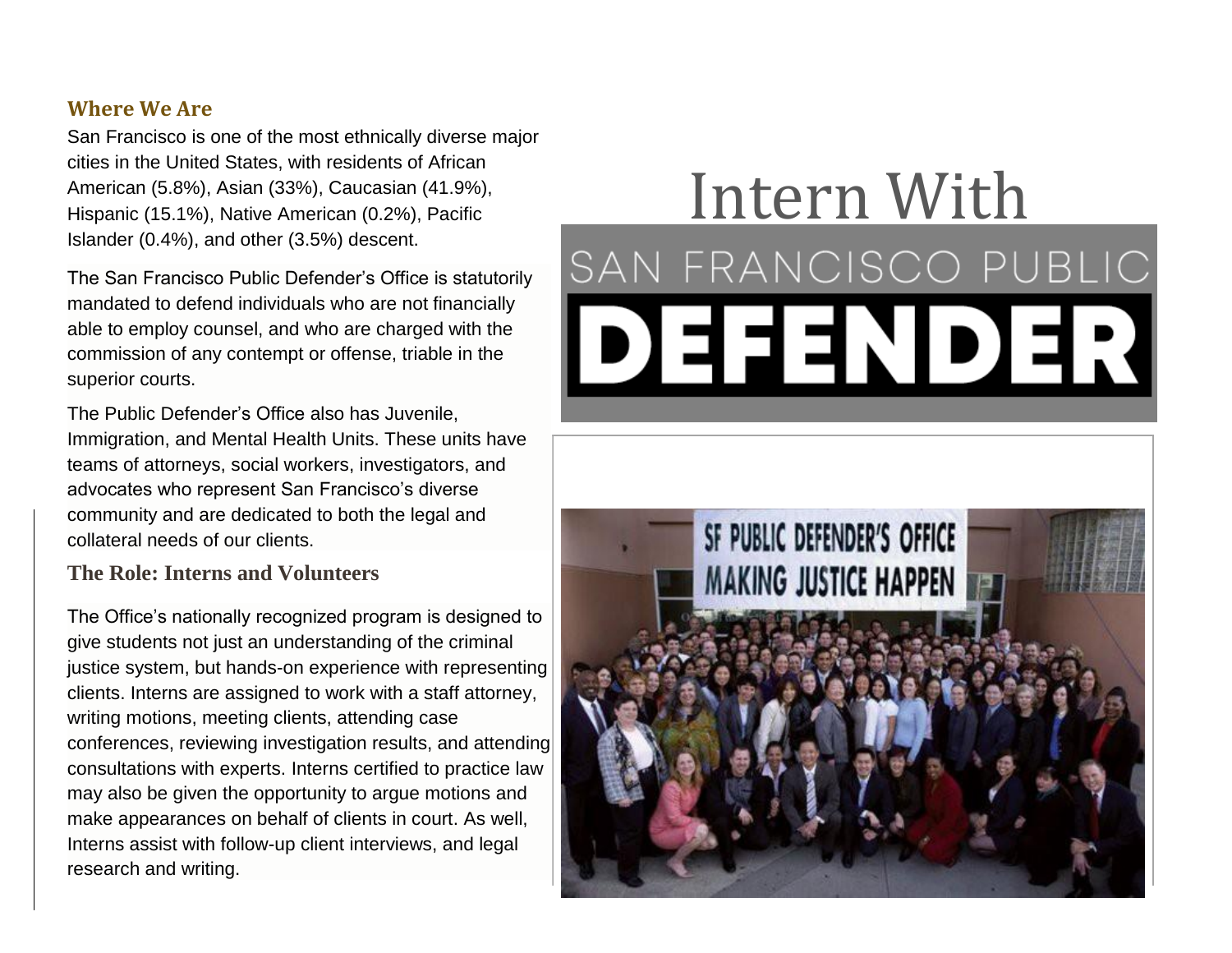# Intern With

## SAN FRANCISCO PUBLIC DEFENDER

### Where We Are

San Francisco is one of the most ethnically diverse major cities in the United States, with residents of African American (5.8%), Asian (33%), Caucasian (41.9%), Hispanic (15.1%), Native American (0.2%), Pacific Islander (0.4%), and other (3.5%) descent.

The San Francisco Public Defender's Office is statutorily mandated to defend individuals who are not financially able to employ counsel, and who are charged with the commission of any contempt or offense, triable in the superior courts.

The Public Defender's Office also has Juvenile, Immigration, and Mental Health Units. These units have teams of attorneys, social workers, investigators, and advocates who represent San Francisco's diverse community and are dedicated to both the legal and collateral needs of our clients.

### The Role: Interns and Volunteers

The Office's nationally recognized program is designed to give students not just an understanding of the criminal justice system, but hands-on experience with representing clients. Interns are assigned to work with a staff attorney, writing motions, meeting clients, attending case conferences, reviewing investigation results, and attending consultations with experts. Interns certified to practice law may also be given the opportunity to argue motions and make appearances on behalf of clients in court. As well, Interns assist with follow-up client interviews, and legal research and writing.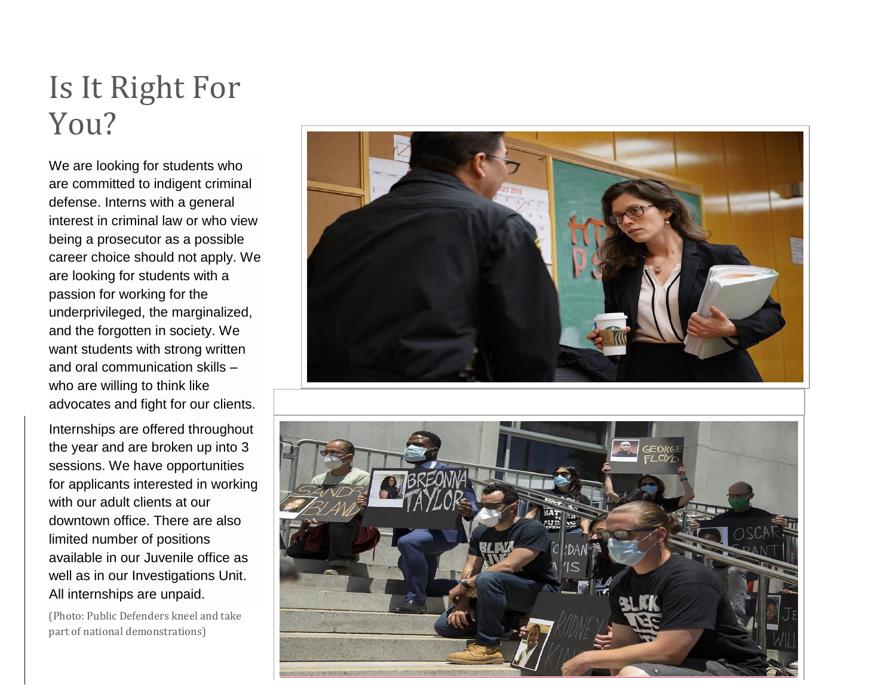# Is It Right For You?

We are looking for students who are committed to indigent criminal defense. Interns with a general interest in criminal law or who view being a prosecutor as a possible career choice should not apply. We are looking for students with a passion for working for the underprivileged, the marginalized, and the forgotten in society. We want students with strong written and oral communication skills – who are willing to think like advocates and fight for our clients.

Internships are offered throughout the year and are broken up into 3 sessions. We have opportunities for applicants interested in working with our adult clients at our downtown office. There are also limited number of positions available in our Juvenile office as well as in our Investigations Unit. All internships are unpaid.

(Photo: Public Defenders kneel and take part of national demonstrations)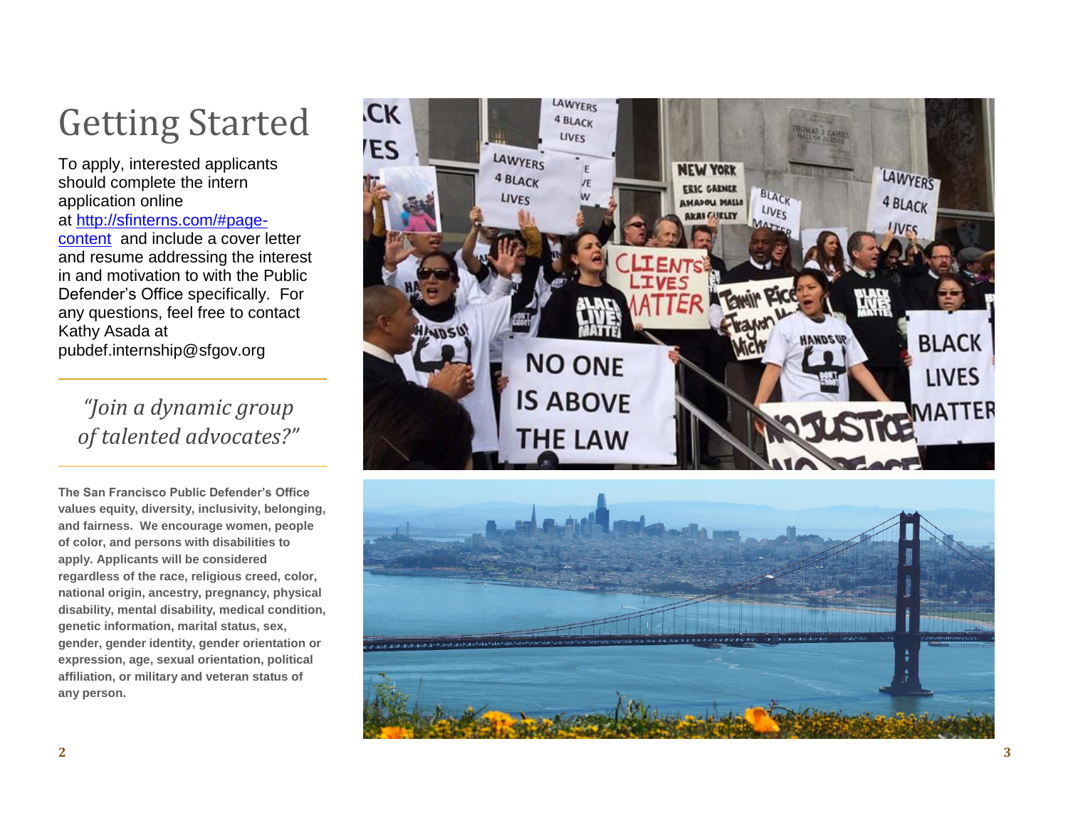# Getting Started

To apply, interested applicants should complete the intern application online at [http://sfinterns.com/#page-content](http://sfinterns.com/#page-content) and include a cover letter and resume addressing the interest in and motivation to with the Public Defender's Office specifically. For any questions, feel free to contact Kathy Asada at pubdef.internship@sfgov.org

---

*"Join a dynamic group of talented advocates?"*

---

**The San Francisco Public Defender's Office values equity, diversity, inclusivity, belonging, and fairness. We encourage women, people of color, and persons with disabilities to apply. Applicants will be considered regardless of the race, religious creed, color, national origin, ancestry, pregnancy, physical disability, mental disability, medical condition, genetic information, marital status, sex, gender, gender identity, gender orientation or expression, age, sexual orientation, political affiliation, or military and veteran status of any person.**